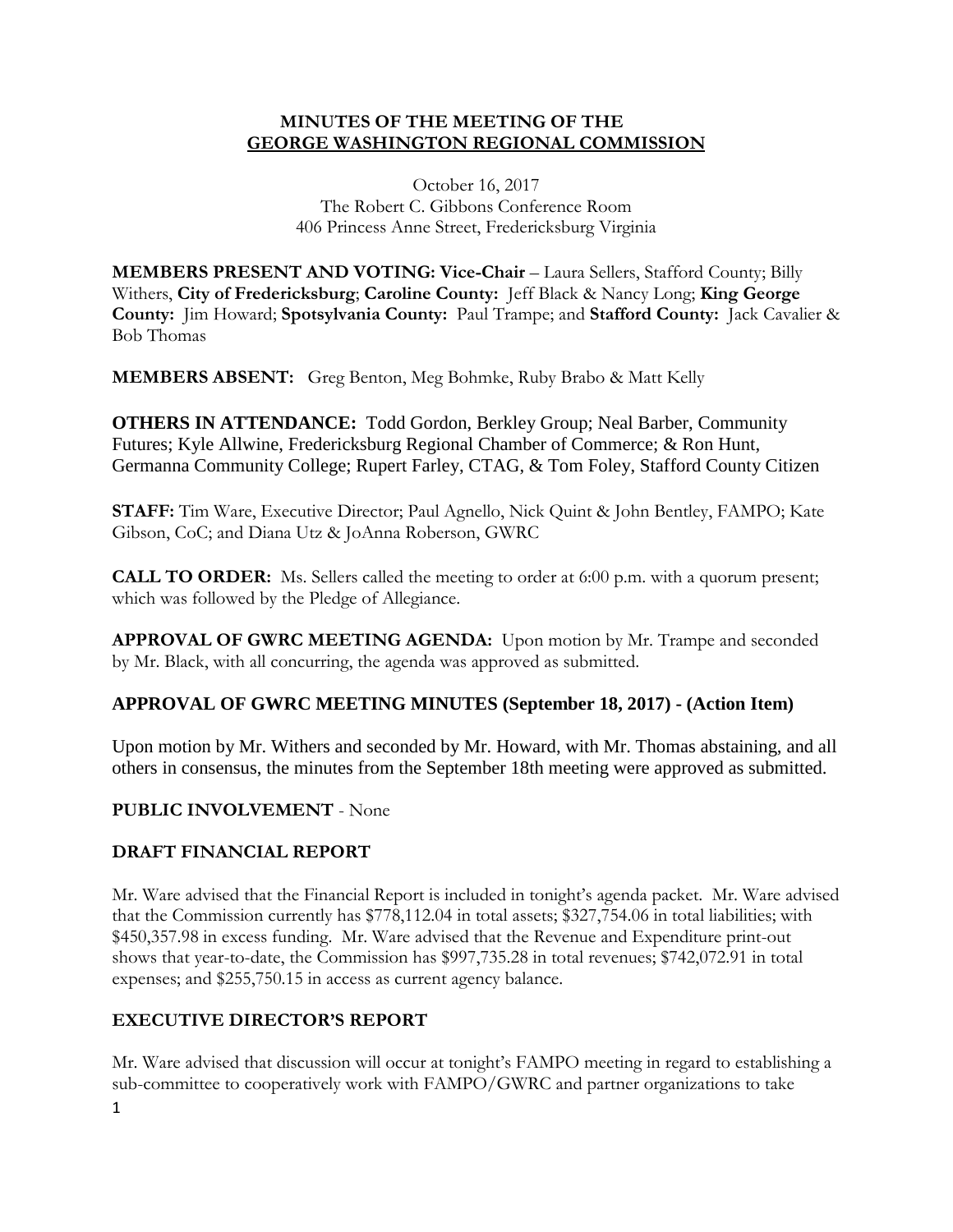**MINUTES OF THE MEETING OF THE**
**GEORGE WASHINGTON REGIONAL COMMISSION**

October 16, 2017
The Robert C. Gibbons Conference Room
406 Princess Anne Street, Fredericksburg Virginia

**MEMBERS PRESENT AND VOTING: Vice-Chair** – Laura Sellers, Stafford County; Billy Withers, **City of Fredericksburg**; **Caroline County:** Jeff Black & Nancy Long; **King George County:** Jim Howard; **Spotsylvania County:** Paul Trampe; and **Stafford County:** Jack Cavalier & Bob Thomas

**MEMBERS ABSENT:** Greg Benton, Meg Bohmke, Ruby Brabo & Matt Kelly

**OTHERS IN ATTENDANCE:** Todd Gordon, Berkley Group; Neal Barber, Community Futures; Kyle Allwine, Fredericksburg Regional Chamber of Commerce; & Ron Hunt, Germanna Community College; Rupert Farley, CTAG, & Tom Foley, Stafford County Citizen

**STAFF:** Tim Ware, Executive Director; Paul Agnello, Nick Quint & John Bentley, FAMPO; Kate Gibson, CoC; and Diana Utz & JoAnna Roberson, GWRC

**CALL TO ORDER:** Ms. Sellers called the meeting to order at 6:00 p.m. with a quorum present; which was followed by the Pledge of Allegiance.

**APPROVAL OF GWRC MEETING AGENDA:** Upon motion by Mr. Trampe and seconded by Mr. Black, with all concurring, the agenda was approved as submitted.

## APPROVAL OF GWRC MEETING MINUTES (September 18, 2017) - (Action Item)

Upon motion by Mr. Withers and seconded by Mr. Howard, with Mr. Thomas abstaining, and all others in consensus, the minutes from the September 18th meeting were approved as submitted.

**PUBLIC INVOLVEMENT** - None

## DRAFT FINANCIAL REPORT

Mr. Ware advised that the Financial Report is included in tonight's agenda packet. Mr. Ware advised that the Commission currently has $778,112.04 in total assets; $327,754.06 in total liabilities; with $450,357.98 in excess funding. Mr. Ware advised that the Revenue and Expenditure print-out shows that year-to-date, the Commission has $997,735.28 in total revenues; $742,072.91 in total expenses; and $255,750.15 in access as current agency balance.

## EXECUTIVE DIRECTOR'S REPORT

Mr. Ware advised that discussion will occur at tonight's FAMPO meeting in regard to establishing a sub-committee to cooperatively work with FAMPO/GWRC and partner organizations to take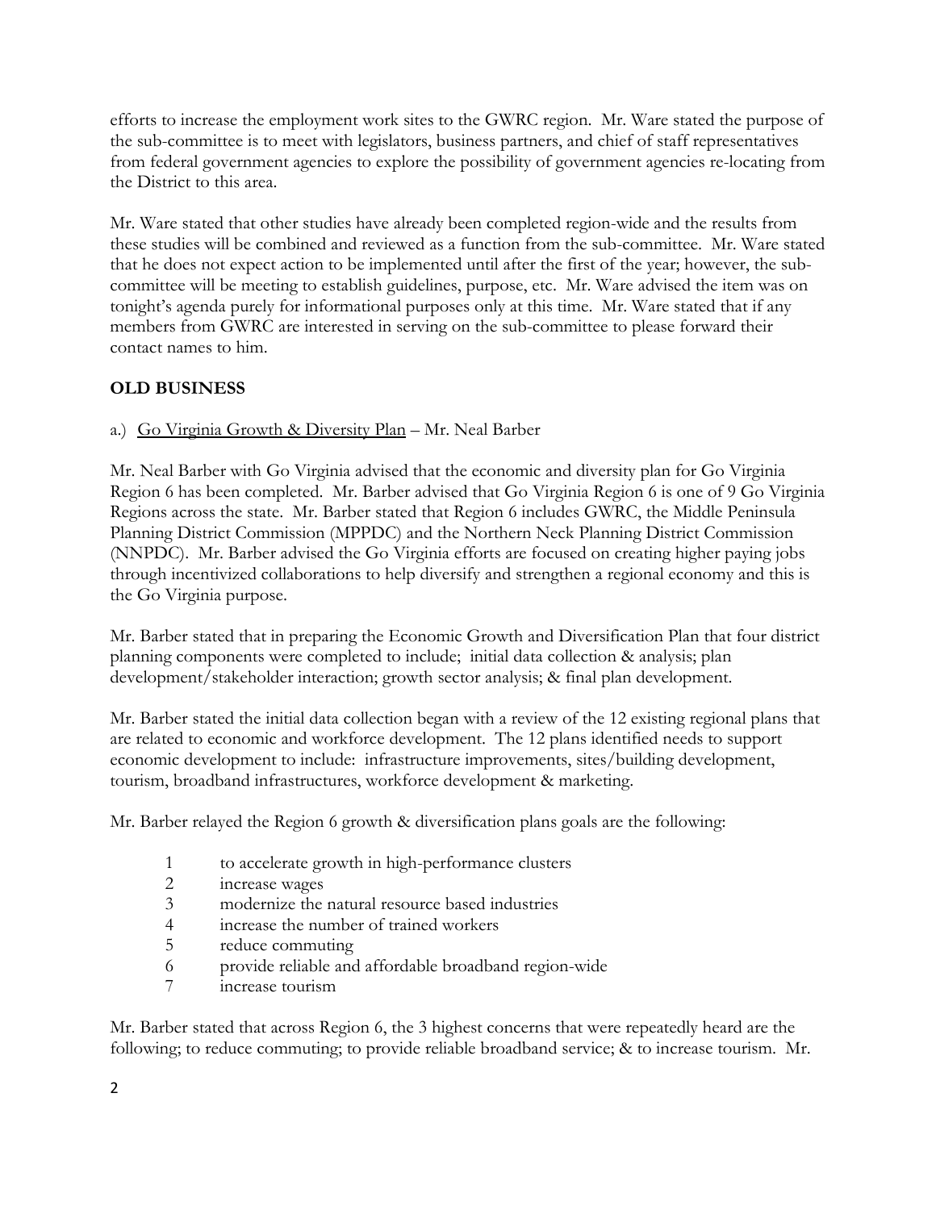efforts to increase the employment work sites to the GWRC region. Mr. Ware stated the purpose of the sub-committee is to meet with legislators, business partners, and chief of staff representatives from federal government agencies to explore the possibility of government agencies re-locating from the District to this area.

Mr. Ware stated that other studies have already been completed region-wide and the results from these studies will be combined and reviewed as a function from the sub-committee. Mr. Ware stated that he does not expect action to be implemented until after the first of the year; however, the sub-committee will be meeting to establish guidelines, purpose, etc. Mr. Ware advised the item was on tonight's agenda purely for informational purposes only at this time. Mr. Ware stated that if any members from GWRC are interested in serving on the sub-committee to please forward their contact names to him.

## OLD BUSINESS

a.) Go Virginia Growth & Diversity Plan – Mr. Neal Barber

Mr. Neal Barber with Go Virginia advised that the economic and diversity plan for Go Virginia Region 6 has been completed. Mr. Barber advised that Go Virginia Region 6 is one of 9 Go Virginia Regions across the state. Mr. Barber stated that Region 6 includes GWRC, the Middle Peninsula Planning District Commission (MPPDC) and the Northern Neck Planning District Commission (NNPDC). Mr. Barber advised the Go Virginia efforts are focused on creating higher paying jobs through incentivized collaborations to help diversify and strengthen a regional economy and this is the Go Virginia purpose.

Mr. Barber stated that in preparing the Economic Growth and Diversification Plan that four district planning components were completed to include; initial data collection & analysis; plan development/stakeholder interaction; growth sector analysis; & final plan development.

Mr. Barber stated the initial data collection began with a review of the 12 existing regional plans that are related to economic and workforce development. The 12 plans identified needs to support economic development to include: infrastructure improvements, sites/building development, tourism, broadband infrastructures, workforce development & marketing.

Mr. Barber relayed the Region 6 growth & diversification plans goals are the following:

1. to accelerate growth in high-performance clusters
2. increase wages
3. modernize the natural resource based industries
4. increase the number of trained workers
5. reduce commuting
6. provide reliable and affordable broadband region-wide
7. increase tourism

Mr. Barber stated that across Region 6, the 3 highest concerns that were repeatedly heard are the following; to reduce commuting; to provide reliable broadband service; & to increase tourism. Mr.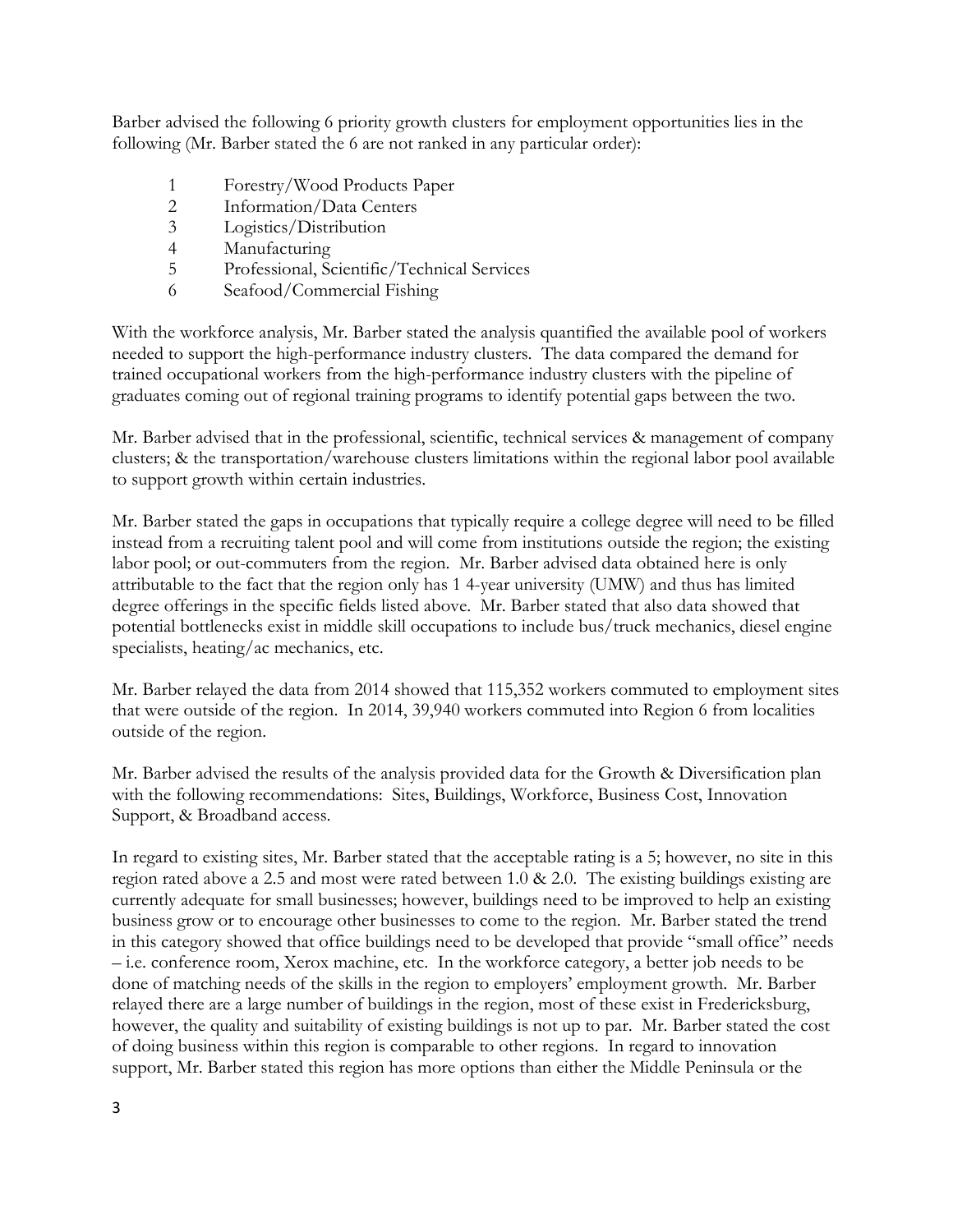Barber advised the following 6 priority growth clusters for employment opportunities lies in the following (Mr. Barber stated the 6 are not ranked in any particular order):

1. Forestry/Wood Products Paper
2. Information/Data Centers
3. Logistics/Distribution
4. Manufacturing
5. Professional, Scientific/Technical Services
6. Seafood/Commercial Fishing

With the workforce analysis, Mr. Barber stated the analysis quantified the available pool of workers needed to support the high-performance industry clusters. The data compared the demand for trained occupational workers from the high-performance industry clusters with the pipeline of graduates coming out of regional training programs to identify potential gaps between the two.

Mr. Barber advised that in the professional, scientific, technical services & management of company clusters; & the transportation/warehouse clusters limitations within the regional labor pool available to support growth within certain industries.

Mr. Barber stated the gaps in occupations that typically require a college degree will need to be filled instead from a recruiting talent pool and will come from institutions outside the region; the existing labor pool; or out-commuters from the region. Mr. Barber advised data obtained here is only attributable to the fact that the region only has 1 4-year university (UMW) and thus has limited degree offerings in the specific fields listed above. Mr. Barber stated that also data showed that potential bottlenecks exist in middle skill occupations to include bus/truck mechanics, diesel engine specialists, heating/ac mechanics, etc.

Mr. Barber relayed the data from 2014 showed that 115,352 workers commuted to employment sites that were outside of the region. In 2014, 39,940 workers commuted into Region 6 from localities outside of the region.

Mr. Barber advised the results of the analysis provided data for the Growth & Diversification plan with the following recommendations: Sites, Buildings, Workforce, Business Cost, Innovation Support, & Broadband access.

In regard to existing sites, Mr. Barber stated that the acceptable rating is a 5; however, no site in this region rated above a 2.5 and most were rated between 1.0 & 2.0. The existing buildings existing are currently adequate for small businesses; however, buildings need to be improved to help an existing business grow or to encourage other businesses to come to the region. Mr. Barber stated the trend in this category showed that office buildings need to be developed that provide "small office" needs – i.e. conference room, Xerox machine, etc. In the workforce category, a better job needs to be done of matching needs of the skills in the region to employers' employment growth. Mr. Barber relayed there are a large number of buildings in the region, most of these exist in Fredericksburg, however, the quality and suitability of existing buildings is not up to par. Mr. Barber stated the cost of doing business within this region is comparable to other regions. In regard to innovation support, Mr. Barber stated this region has more options than either the Middle Peninsula or the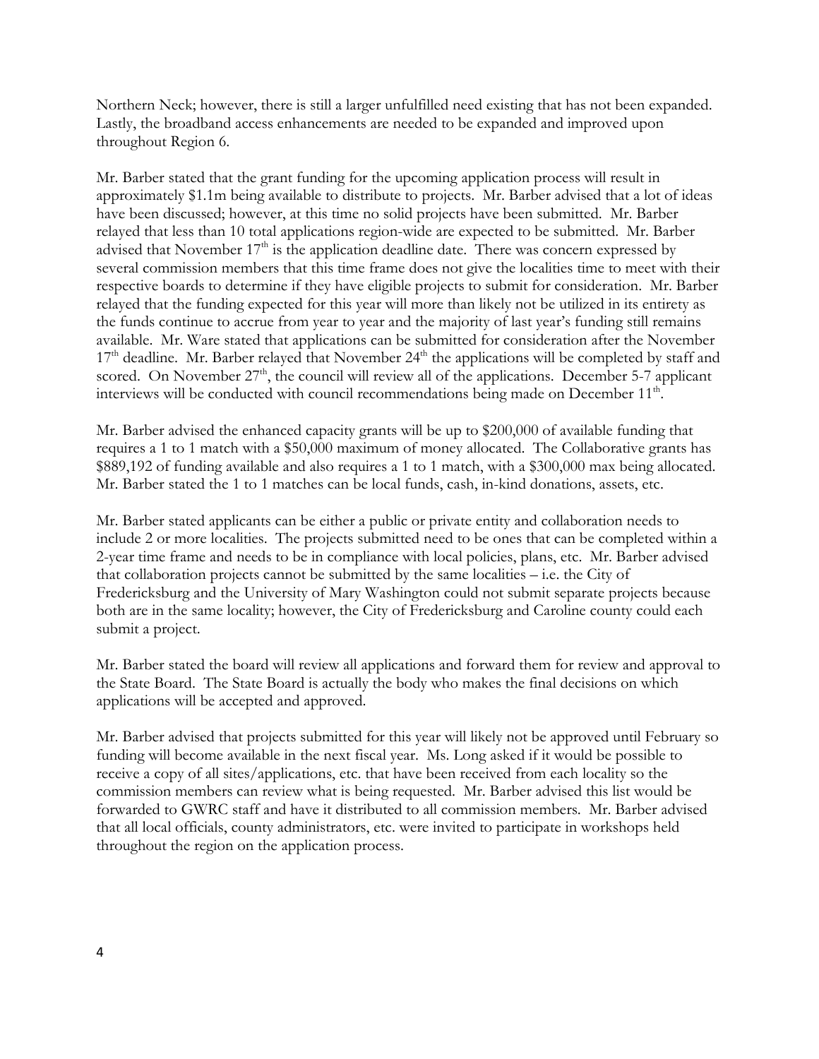Northern Neck; however, there is still a larger unfulfilled need existing that has not been expanded. Lastly, the broadband access enhancements are needed to be expanded and improved upon throughout Region 6.

Mr. Barber stated that the grant funding for the upcoming application process will result in approximately $1.1m being available to distribute to projects. Mr. Barber advised that a lot of ideas have been discussed; however, at this time no solid projects have been submitted. Mr. Barber relayed that less than 10 total applications region-wide are expected to be submitted. Mr. Barber advised that November 17th is the application deadline date. There was concern expressed by several commission members that this time frame does not give the localities time to meet with their respective boards to determine if they have eligible projects to submit for consideration. Mr. Barber relayed that the funding expected for this year will more than likely not be utilized in its entirety as the funds continue to accrue from year to year and the majority of last year's funding still remains available. Mr. Ware stated that applications can be submitted for consideration after the November 17th deadline. Mr. Barber relayed that November 24th the applications will be completed by staff and scored. On November 27th, the council will review all of the applications. December 5-7 applicant interviews will be conducted with council recommendations being made on December 11th.

Mr. Barber advised the enhanced capacity grants will be up to $200,000 of available funding that requires a 1 to 1 match with a $50,000 maximum of money allocated. The Collaborative grants has $889,192 of funding available and also requires a 1 to 1 match, with a $300,000 max being allocated. Mr. Barber stated the 1 to 1 matches can be local funds, cash, in-kind donations, assets, etc.

Mr. Barber stated applicants can be either a public or private entity and collaboration needs to include 2 or more localities. The projects submitted need to be ones that can be completed within a 2-year time frame and needs to be in compliance with local policies, plans, etc. Mr. Barber advised that collaboration projects cannot be submitted by the same localities – i.e. the City of Fredericksburg and the University of Mary Washington could not submit separate projects because both are in the same locality; however, the City of Fredericksburg and Caroline county could each submit a project.

Mr. Barber stated the board will review all applications and forward them for review and approval to the State Board. The State Board is actually the body who makes the final decisions on which applications will be accepted and approved.

Mr. Barber advised that projects submitted for this year will likely not be approved until February so funding will become available in the next fiscal year. Ms. Long asked if it would be possible to receive a copy of all sites/applications, etc. that have been received from each locality so the commission members can review what is being requested. Mr. Barber advised this list would be forwarded to GWRC staff and have it distributed to all commission members. Mr. Barber advised that all local officials, county administrators, etc. were invited to participate in workshops held throughout the region on the application process.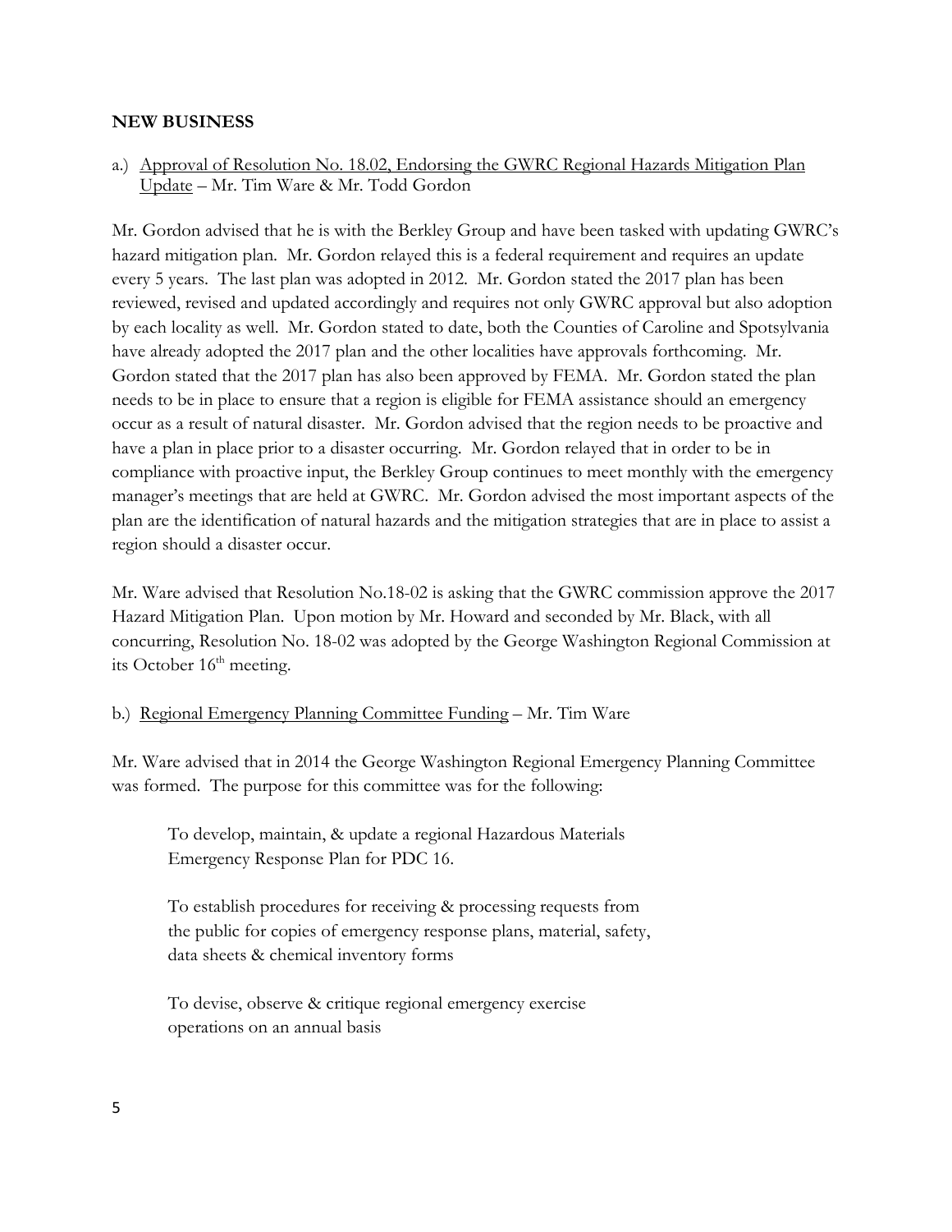**NEW BUSINESS**

a.) Approval of Resolution No. 18.02, Endorsing the GWRC Regional Hazards Mitigation Plan Update – Mr. Tim Ware & Mr. Todd Gordon

Mr. Gordon advised that he is with the Berkley Group and have been tasked with updating GWRC's hazard mitigation plan. Mr. Gordon relayed this is a federal requirement and requires an update every 5 years. The last plan was adopted in 2012. Mr. Gordon stated the 2017 plan has been reviewed, revised and updated accordingly and requires not only GWRC approval but also adoption by each locality as well. Mr. Gordon stated to date, both the Counties of Caroline and Spotsylvania have already adopted the 2017 plan and the other localities have approvals forthcoming. Mr. Gordon stated that the 2017 plan has also been approved by FEMA. Mr. Gordon stated the plan needs to be in place to ensure that a region is eligible for FEMA assistance should an emergency occur as a result of natural disaster. Mr. Gordon advised that the region needs to be proactive and have a plan in place prior to a disaster occurring. Mr. Gordon relayed that in order to be in compliance with proactive input, the Berkley Group continues to meet monthly with the emergency manager's meetings that are held at GWRC. Mr. Gordon advised the most important aspects of the plan are the identification of natural hazards and the mitigation strategies that are in place to assist a region should a disaster occur.

Mr. Ware advised that Resolution No.18-02 is asking that the GWRC commission approve the 2017 Hazard Mitigation Plan. Upon motion by Mr. Howard and seconded by Mr. Black, with all concurring, Resolution No. 18-02 was adopted by the George Washington Regional Commission at its October 16th meeting.

b.) Regional Emergency Planning Committee Funding – Mr. Tim Ware

Mr. Ware advised that in 2014 the George Washington Regional Emergency Planning Committee was formed. The purpose for this committee was for the following:

> To develop, maintain, & update a regional Hazardous Materials Emergency Response Plan for PDC 16.
>
> To establish procedures for receiving & processing requests from the public for copies of emergency response plans, material, safety, data sheets & chemical inventory forms
>
> To devise, observe & critique regional emergency exercise operations on an annual basis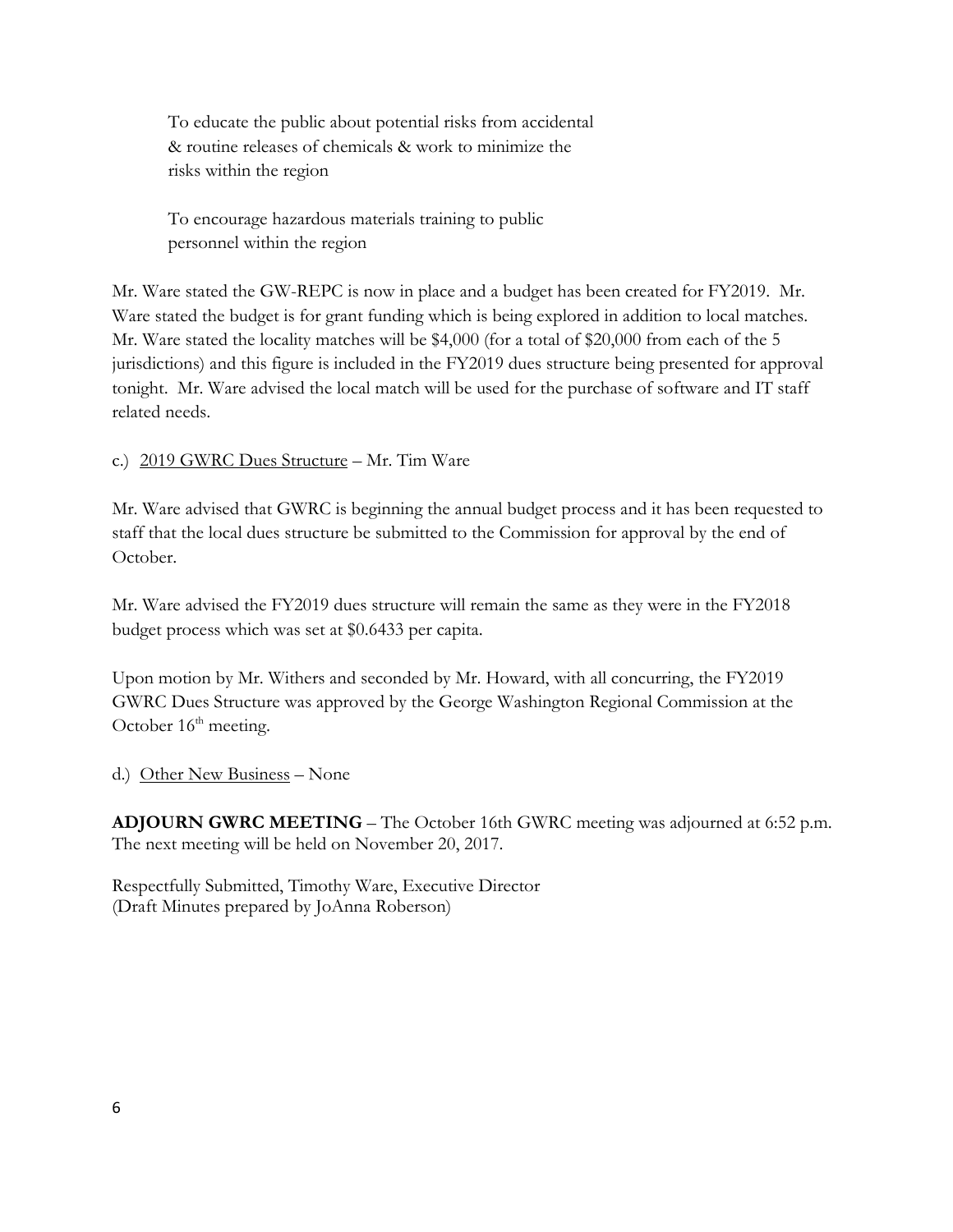To educate the public about potential risks from accidental & routine releases of chemicals & work to minimize the risks within the region

To encourage hazardous materials training to public personnel within the region

Mr. Ware stated the GW-REPC is now in place and a budget has been created for FY2019. Mr. Ware stated the budget is for grant funding which is being explored in addition to local matches. Mr. Ware stated the locality matches will be $4,000 (for a total of $20,000 from each of the 5 jurisdictions) and this figure is included in the FY2019 dues structure being presented for approval tonight. Mr. Ware advised the local match will be used for the purchase of software and IT staff related needs.

c.) <u>2019 GWRC Dues Structure</u> – Mr. Tim Ware

Mr. Ware advised that GWRC is beginning the annual budget process and it has been requested to staff that the local dues structure be submitted to the Commission for approval by the end of October.

Mr. Ware advised the FY2019 dues structure will remain the same as they were in the FY2018 budget process which was set at $0.6433 per capita.

Upon motion by Mr. Withers and seconded by Mr. Howard, with all concurring, the FY2019 GWRC Dues Structure was approved by the George Washington Regional Commission at the October 16th meeting.

d.) <u>Other New Business</u> – None

**ADJOURN GWRC MEETING** – The October 16th GWRC meeting was adjourned at 6:52 p.m. The next meeting will be held on November 20, 2017.

Respectfully Submitted, Timothy Ware, Executive Director
(Draft Minutes prepared by JoAnna Roberson)